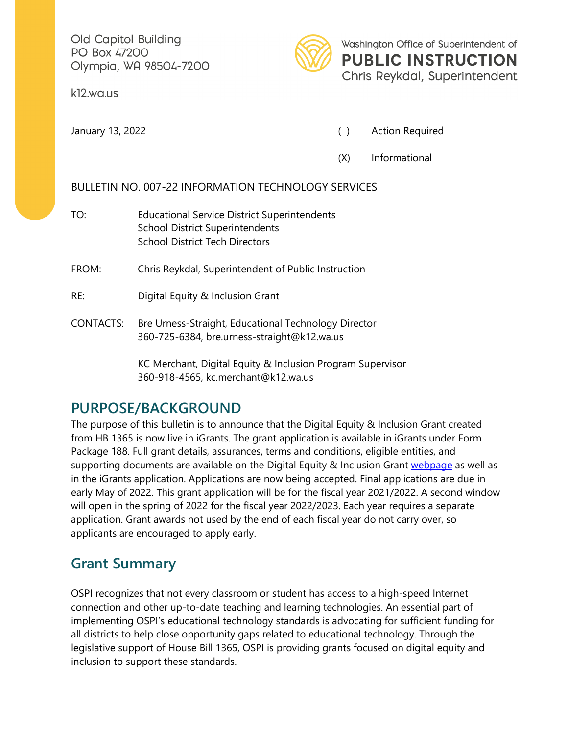Old Capitol Building
PO Box 47200
Olympia, WA 98504-7200

k12.wa.us

Washington Office of Superintendent of
**PUBLIC INSTRUCTION**
Chris Reykdal, Superintendent

January 13, 2022

( ) Action Required

(X) Informational

BULLETIN NO. 007-22 INFORMATION TECHNOLOGY SERVICES

TO: Educational Service District Superintendents
School District Superintendents
School District Tech Directors

FROM: Chris Reykdal, Superintendent of Public Instruction

RE: Digital Equity & Inclusion Grant

CONTACTS: Bre Urness-Straight, Educational Technology Director
360-725-6384, bre.urness-straight@k12.wa.us

KC Merchant, Digital Equity & Inclusion Program Supervisor
360-918-4565, kc.merchant@k12.wa.us

## PURPOSE/BACKGROUND

The purpose of this bulletin is to announce that the Digital Equity & Inclusion Grant created from HB 1365 is now live in iGrants. The grant application is available in iGrants under Form Package 188. Full grant details, assurances, terms and conditions, eligible entities, and supporting documents are available on the Digital Equity & Inclusion Grant webpage as well as in the iGrants application. Applications are now being accepted. Final applications are due in early May of 2022. This grant application will be for the fiscal year 2021/2022. A second window will open in the spring of 2022 for the fiscal year 2022/2023. Each year requires a separate application. Grant awards not used by the end of each fiscal year do not carry over, so applicants are encouraged to apply early.

## Grant Summary

OSPI recognizes that not every classroom or student has access to a high-speed Internet connection and other up-to-date teaching and learning technologies. An essential part of implementing OSPI's educational technology standards is advocating for sufficient funding for all districts to help close opportunity gaps related to educational technology. Through the legislative support of House Bill 1365, OSPI is providing grants focused on digital equity and inclusion to support these standards.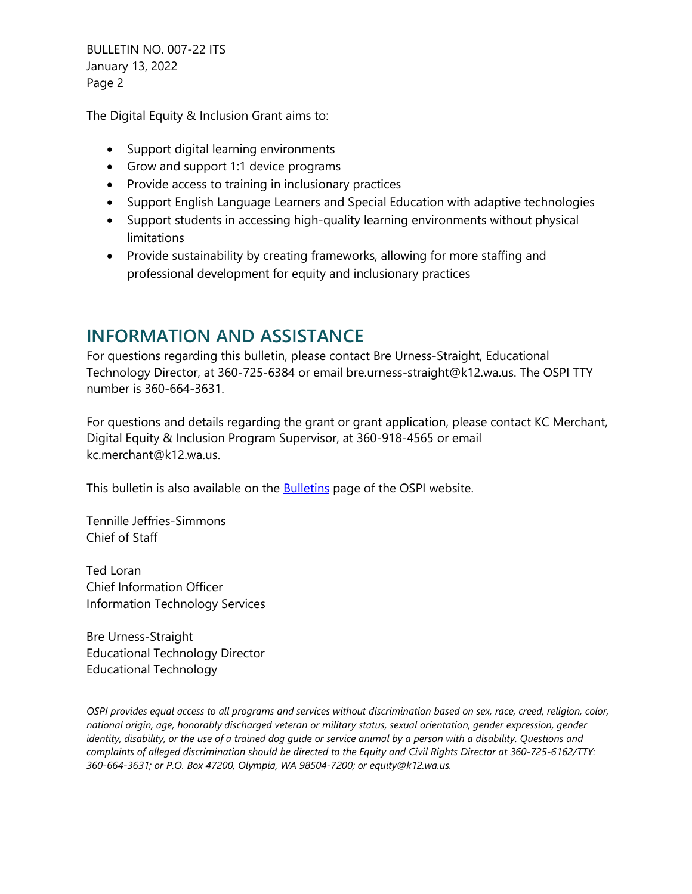The Digital Equity & Inclusion Grant aims to:

- Support digital learning environments
- Grow and support 1:1 device programs
- Provide access to training in inclusionary practices
- Support English Language Learners and Special Education with adaptive technologies
- Support students in accessing high-quality learning environments without physical limitations
- Provide sustainability by creating frameworks, allowing for more staffing and professional development for equity and inclusionary practices

## INFORMATION AND ASSISTANCE

For questions regarding this bulletin, please contact Bre Urness-Straight, Educational Technology Director, at 360-725-6384 or email bre.urness-straight@k12.wa.us. The OSPI TTY number is 360-664-3631.

For questions and details regarding the grant or grant application, please contact KC Merchant, Digital Equity & Inclusion Program Supervisor, at 360-918-4565 or email kc.merchant@k12.wa.us.

This bulletin is also available on the [Bulletins](#) page of the OSPI website.

Tennille Jeffries-Simmons
Chief of Staff

Ted Loran
Chief Information Officer
Information Technology Services

Bre Urness-Straight
Educational Technology Director
Educational Technology

*OSPI provides equal access to all programs and services without discrimination based on sex, race, creed, religion, color, national origin, age, honorably discharged veteran or military status, sexual orientation, gender expression, gender identity, disability, or the use of a trained dog guide or service animal by a person with a disability. Questions and complaints of alleged discrimination should be directed to the Equity and Civil Rights Director at 360-725-6162/TTY: 360-664-3631; or P.O. Box 47200, Olympia, WA 98504-7200; or equity@k12.wa.us.*